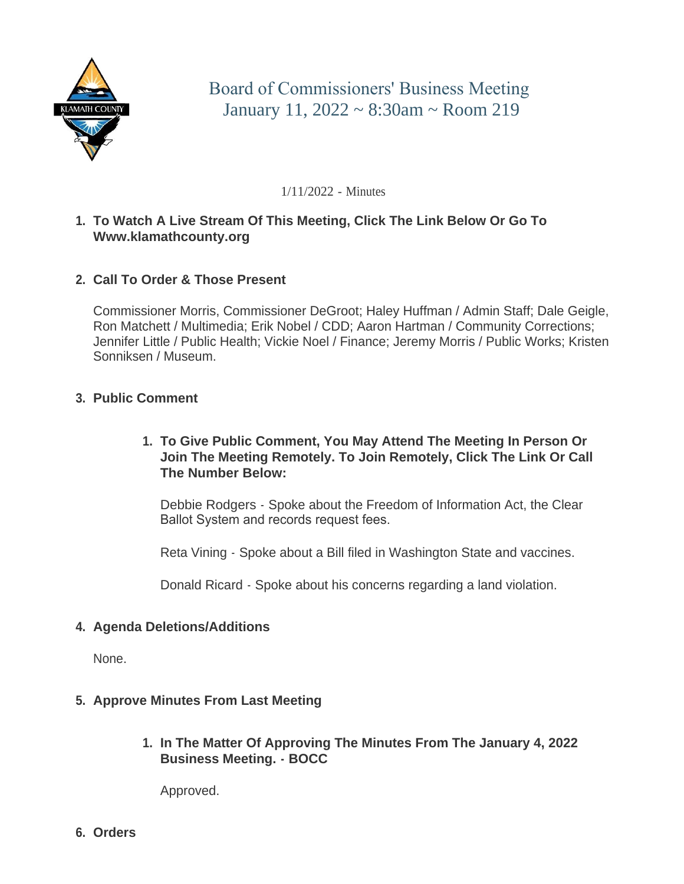# Board of Commissioners' Business Meeting
## January 11, 2022 ~ 8:30am ~ Room 219

1/11/2022 - Minutes

1. **To Watch A Live Stream Of This Meeting, Click The Link Below Or Go To Www.klamathcounty.org**

2. **Call To Order & Those Present**

   Commissioner Morris, Commissioner DeGroot; Haley Huffman / Admin Staff; Dale Geigle, Ron Matchett / Multimedia; Erik Nobel / CDD; Aaron Hartman / Community Corrections; Jennifer Little / Public Health; Vickie Noel / Finance; Jeremy Morris / Public Works; Kristen Sonniksen / Museum.

3. **Public Comment**

   1. **To Give Public Comment, You May Attend The Meeting In Person Or Join The Meeting Remotely. To Join Remotely, Click The Link Or Call The Number Below:**

      Debbie Rodgers - Spoke about the Freedom of Information Act, the Clear Ballot System and records request fees.

      Reta Vining - Spoke about a Bill filed in Washington State and vaccines.

      Donald Ricard - Spoke about his concerns regarding a land violation.

4. **Agenda Deletions/Additions**

   None.

5. **Approve Minutes From Last Meeting**

   1. **In The Matter Of Approving The Minutes From The January 4, 2022 Business Meeting. - BOCC**

      Approved.

6. **Orders**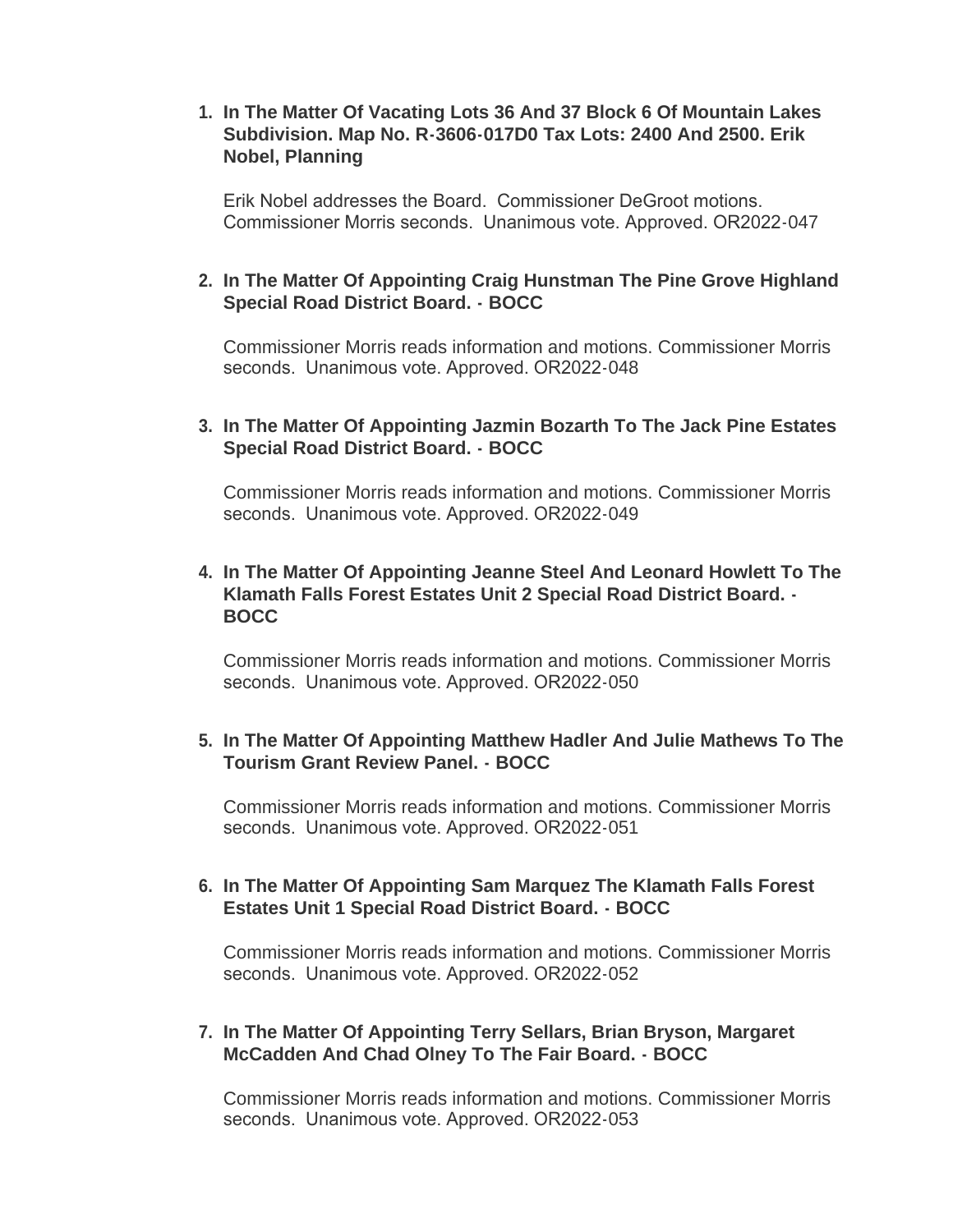1. **In The Matter Of Vacating Lots 36 And 37 Block 6 Of Mountain Lakes Subdivision. Map No. R-3606-017D0 Tax Lots: 2400 And 2500. Erik Nobel, Planning**

   Erik Nobel addresses the Board. Commissioner DeGroot motions. Commissioner Morris seconds. Unanimous vote. Approved. OR2022-047

2. **In The Matter Of Appointing Craig Hunstman The Pine Grove Highland Special Road District Board. - BOCC**

   Commissioner Morris reads information and motions. Commissioner Morris seconds. Unanimous vote. Approved. OR2022-048

3. **In The Matter Of Appointing Jazmin Bozarth To The Jack Pine Estates Special Road District Board. - BOCC**

   Commissioner Morris reads information and motions. Commissioner Morris seconds. Unanimous vote. Approved. OR2022-049

4. **In The Matter Of Appointing Jeanne Steel And Leonard Howlett To The Klamath Falls Forest Estates Unit 2 Special Road District Board. - BOCC**

   Commissioner Morris reads information and motions. Commissioner Morris seconds. Unanimous vote. Approved. OR2022-050

5. **In The Matter Of Appointing Matthew Hadler And Julie Mathews To The Tourism Grant Review Panel. - BOCC**

   Commissioner Morris reads information and motions. Commissioner Morris seconds. Unanimous vote. Approved. OR2022-051

6. **In The Matter Of Appointing Sam Marquez The Klamath Falls Forest Estates Unit 1 Special Road District Board. - BOCC**

   Commissioner Morris reads information and motions. Commissioner Morris seconds. Unanimous vote. Approved. OR2022-052

7. **In The Matter Of Appointing Terry Sellars, Brian Bryson, Margaret McCadden And Chad Olney To The Fair Board. - BOCC**

   Commissioner Morris reads information and motions. Commissioner Morris seconds. Unanimous vote. Approved. OR2022-053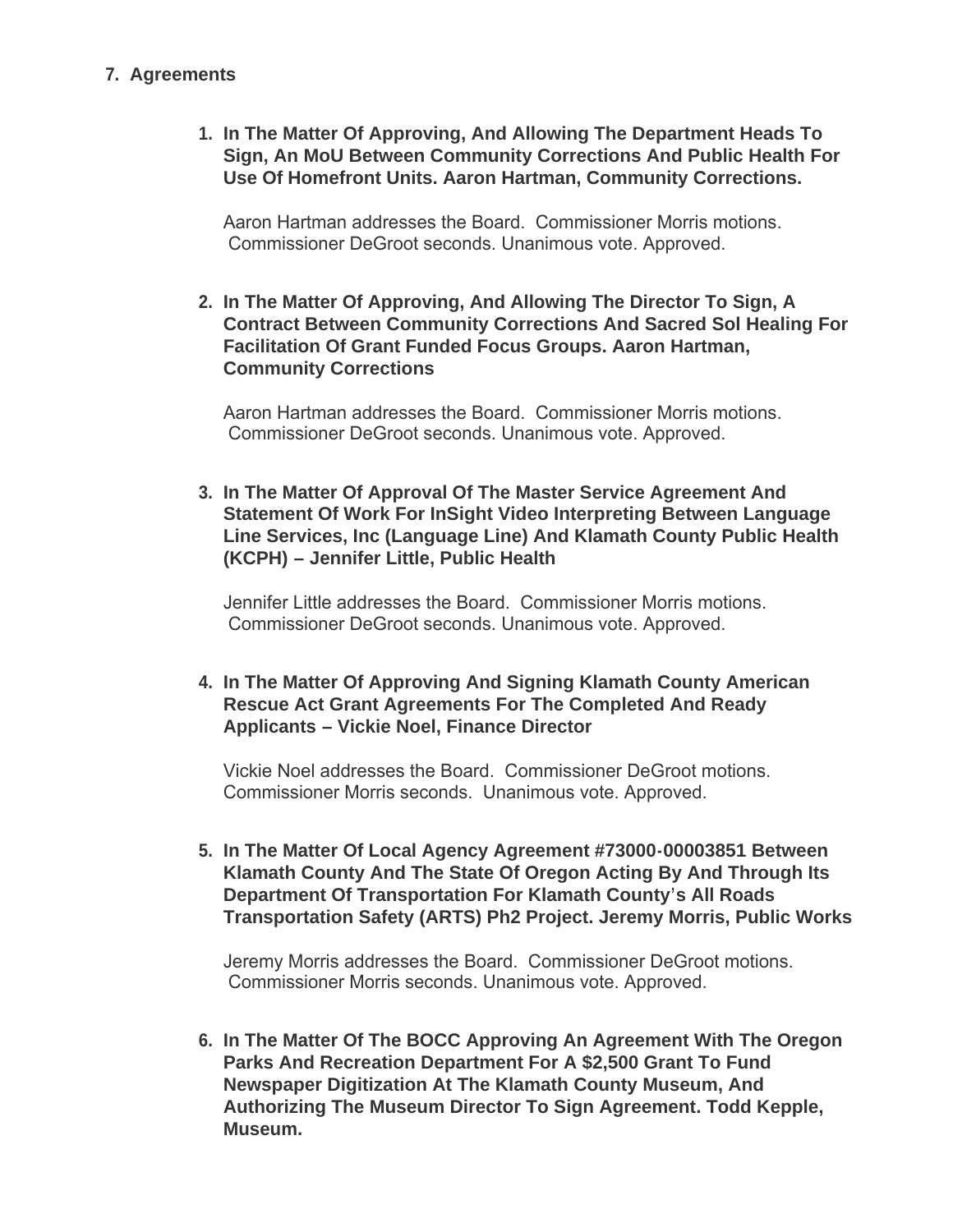7. **Agreements**

    1. **In The Matter Of Approving, And Allowing The Department Heads To Sign, An MoU Between Community Corrections And Public Health For Use Of Homefront Units. Aaron Hartman, Community Corrections.**

        Aaron Hartman addresses the Board. Commissioner Morris motions. Commissioner DeGroot seconds. Unanimous vote. Approved.

    2. **In The Matter Of Approving, And Allowing The Director To Sign, A Contract Between Community Corrections And Sacred Sol Healing For Facilitation Of Grant Funded Focus Groups. Aaron Hartman, Community Corrections**

        Aaron Hartman addresses the Board. Commissioner Morris motions. Commissioner DeGroot seconds. Unanimous vote. Approved.

    3. **In The Matter Of Approval Of The Master Service Agreement And Statement Of Work For InSight Video Interpreting Between Language Line Services, Inc (Language Line) And Klamath County Public Health (KCPH) – Jennifer Little, Public Health**

        Jennifer Little addresses the Board. Commissioner Morris motions. Commissioner DeGroot seconds. Unanimous vote. Approved.

    4. **In The Matter Of Approving And Signing Klamath County American Rescue Act Grant Agreements For The Completed And Ready Applicants – Vickie Noel, Finance Director**

        Vickie Noel addresses the Board. Commissioner DeGroot motions. Commissioner Morris seconds. Unanimous vote. Approved.

    5. **In The Matter Of Local Agency Agreement #73000-00003851 Between Klamath County And The State Of Oregon Acting By And Through Its Department Of Transportation For Klamath County's All Roads Transportation Safety (ARTS) Ph2 Project. Jeremy Morris, Public Works**

        Jeremy Morris addresses the Board. Commissioner DeGroot motions. Commissioner Morris seconds. Unanimous vote. Approved.

    6. **In The Matter Of The BOCC Approving An Agreement With The Oregon Parks And Recreation Department For A $2,500 Grant To Fund Newspaper Digitization At The Klamath County Museum, And Authorizing The Museum Director To Sign Agreement. Todd Kepple, Museum.**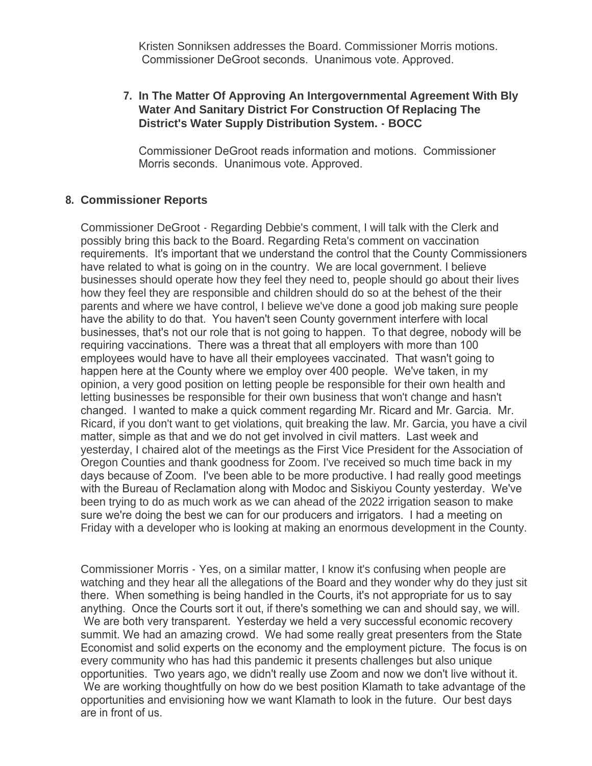Kristen Sonniksen addresses the Board. Commissioner Morris motions. Commissioner DeGroot seconds. Unanimous vote. Approved.

7. **In The Matter Of Approving An Intergovernmental Agreement With Bly Water And Sanitary District For Construction Of Replacing The District's Water Supply Distribution System. - BOCC**

   Commissioner DeGroot reads information and motions. Commissioner Morris seconds. Unanimous vote. Approved.

## 8. Commissioner Reports

Commissioner DeGroot - Regarding Debbie's comment, I will talk with the Clerk and possibly bring this back to the Board. Regarding Reta's comment on vaccination requirements. It's important that we understand the control that the County Commissioners have related to what is going on in the country. We are local government. I believe businesses should operate how they feel they need to, people should go about their lives how they feel they are responsible and children should do so at the behest of the their parents and where we have control, I believe we've done a good job making sure people have the ability to do that. You haven't seen County government interfere with local businesses, that's not our role that is not going to happen. To that degree, nobody will be requiring vaccinations. There was a threat that all employers with more than 100 employees would have to have all their employees vaccinated. That wasn't going to happen here at the County where we employ over 400 people. We've taken, in my opinion, a very good position on letting people be responsible for their own health and letting businesses be responsible for their own business that won't change and hasn't changed. I wanted to make a quick comment regarding Mr. Ricard and Mr. Garcia. Mr. Ricard, if you don't want to get violations, quit breaking the law. Mr. Garcia, you have a civil matter, simple as that and we do not get involved in civil matters. Last week and yesterday, I chaired alot of the meetings as the First Vice President for the Association of Oregon Counties and thank goodness for Zoom. I've received so much time back in my days because of Zoom. I've been able to be more productive. I had really good meetings with the Bureau of Reclamation along with Modoc and Siskiyou County yesterday. We've been trying to do as much work as we can ahead of the 2022 irrigation season to make sure we're doing the best we can for our producers and irrigators. I had a meeting on Friday with a developer who is looking at making an enormous development in the County.

Commissioner Morris - Yes, on a similar matter, I know it's confusing when people are watching and they hear all the allegations of the Board and they wonder why do they just sit there. When something is being handled in the Courts, it's not appropriate for us to say anything. Once the Courts sort it out, if there's something we can and should say, we will. We are both very transparent. Yesterday we held a very successful economic recovery summit. We had an amazing crowd. We had some really great presenters from the State Economist and solid experts on the economy and the employment picture. The focus is on every community who has had this pandemic it presents challenges but also unique opportunities. Two years ago, we didn't really use Zoom and now we don't live without it. We are working thoughtfully on how do we best position Klamath to take advantage of the opportunities and envisioning how we want Klamath to look in the future. Our best days are in front of us.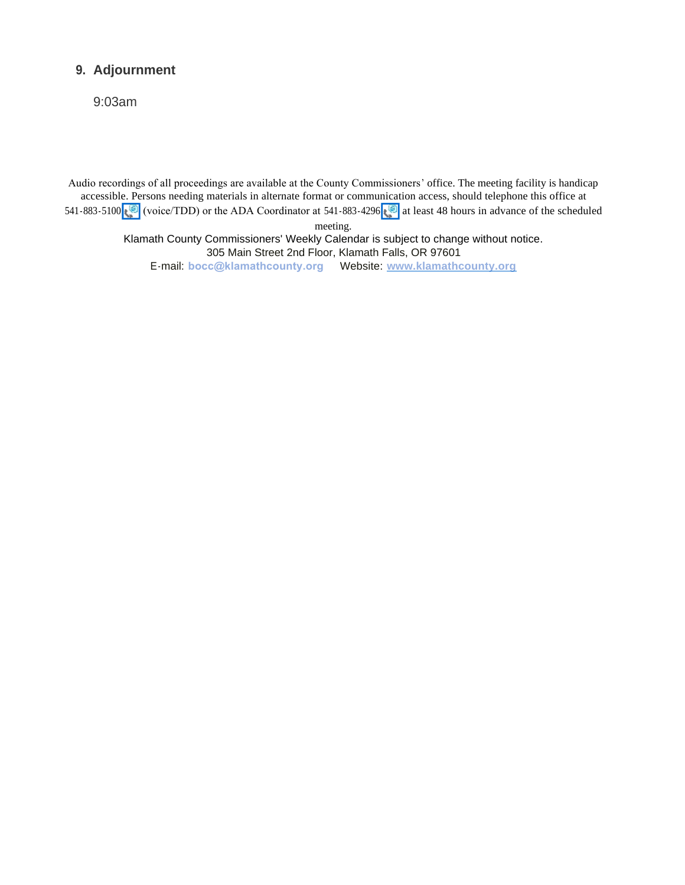## 9. Adjournment

9:03am

Audio recordings of all proceedings are available at the County Commissioners' office. The meeting facility is handicap accessible. Persons needing materials in alternate format or communication access, should telephone this office at 541-883-5100 (voice/TDD) or the ADA Coordinator at 541-883-4296 at least 48 hours in advance of the scheduled meeting.

Klamath County Commissioners' Weekly Calendar is subject to change without notice.
305 Main Street 2nd Floor, Klamath Falls, OR 97601
E-mail: **bocc@klamathcounty.org** Website: **www.klamathcounty.org**